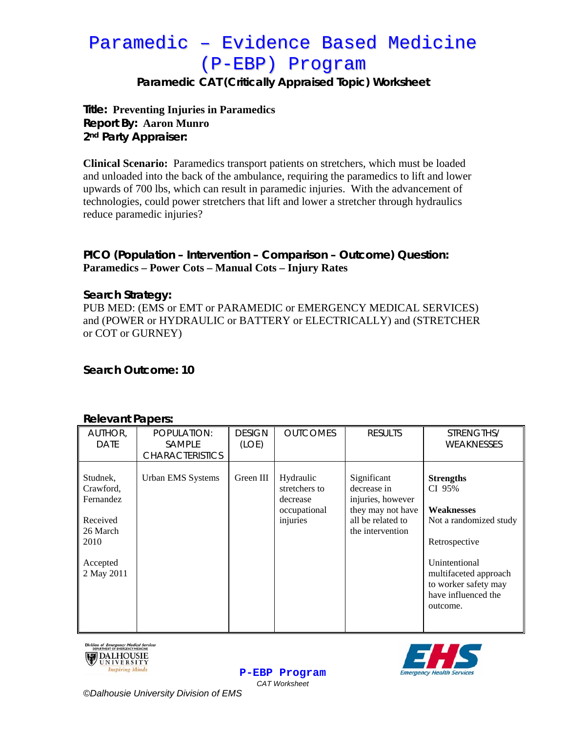# Paramedic – Evidence Based Medicine (P-EBP) Program

**Paramedic CAT (Critically Appraised Topic) Worksheet**

**Title: Preventing Injuries in Paramedics**
**Report By: Aaron Munro**
**2nd Party Appraiser:**

**Clinical Scenario:** Paramedics transport patients on stretchers, which must be loaded and unloaded into the back of the ambulance, requiring the paramedics to lift and lower upwards of 700 lbs, which can result in paramedic injuries. With the advancement of technologies, could power stretchers that lift and lower a stretcher through hydraulics reduce paramedic injuries?

**PICO (Population – Intervention – Comparison – Outcome) Question:**
**Paramedics – Power Cots – Manual Cots – Injury Rates**

**Search Strategy:**
PUB MED: (EMS or EMT or PARAMEDIC or EMERGENCY MEDICAL SERVICES) and (POWER or HYDRAULIC or BATTERY or ELECTRICALLY) and (STRETCHER or COT or GURNEY)

**Search Outcome: 10**

**Relevant Papers:**

| AUTHOR, DATE | POPULATION: SAMPLE CHARACTERISTICS | DESIGN (LOE) | OUTCOMES | RESULTS | STRENGTHS/ WEAKNESSES |
|---|---|---|---|---|---|
| Studnek, Crawford, Fernandez<br><br>Received 26 March 2010<br><br>Accepted 2 May 2011 | Urban EMS Systems | Green III | Hydraulic stretchers to decrease occupational injuries | Significant decrease in injuries, however they may not have all be related to the intervention | **Strengths**<br>CI 95%<br><br>**Weaknesses**<br>Not a randomized study<br><br>Retrospective<br><br>Unintentional multifaceted approach to worker safety may have influenced the outcome. |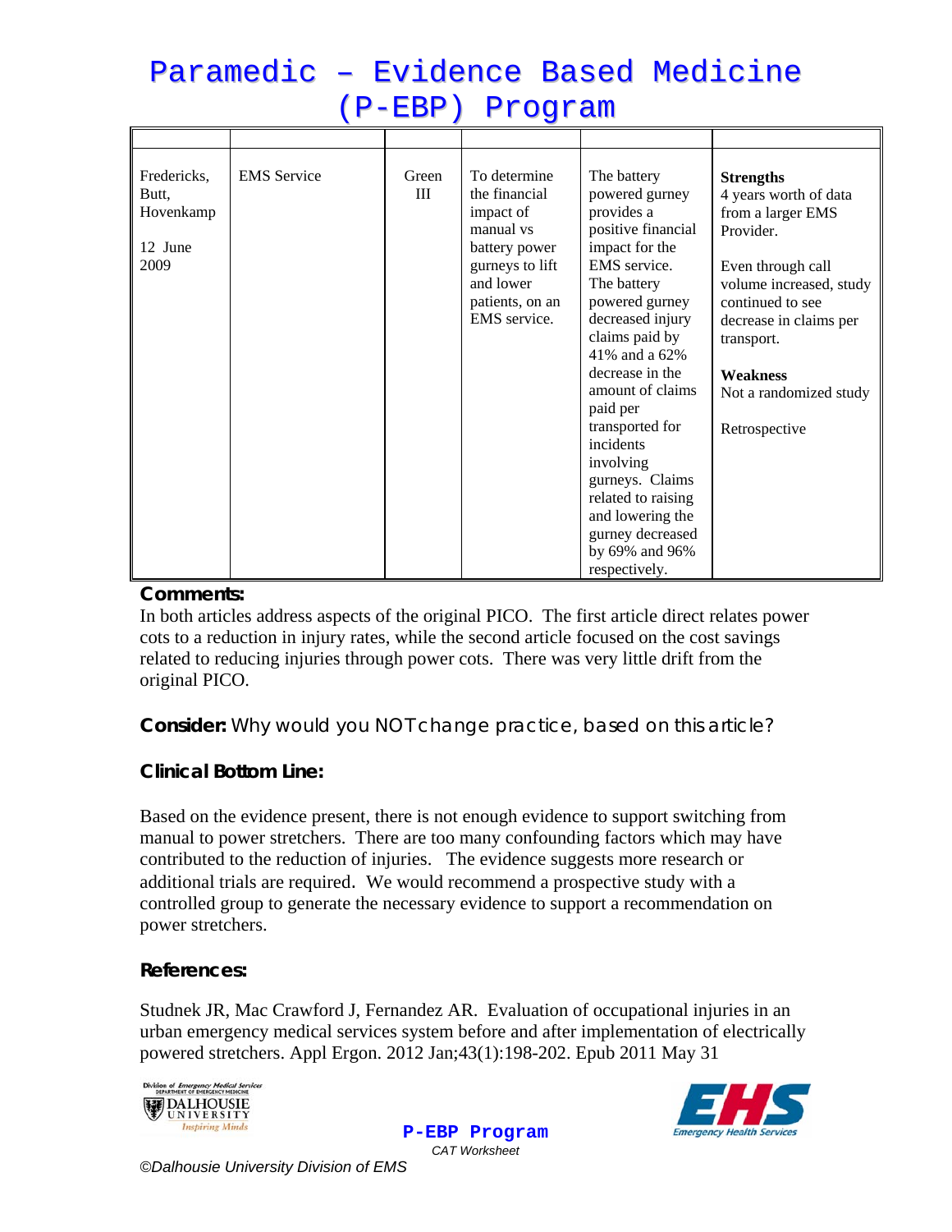# Paramedic – Evidence Based Medicine (P-EBP) Program

| | | | | | |
|---|---|---|---|---|---|
| Fredericks, Butt, Hovenkamp<br><br>12 June 2009 | EMS Service | Green III | To determine the financial impact of manual vs battery power gurneys to lift and lower patients, on an EMS service. | The battery powered gurney provides a positive financial impact for the EMS service. The battery powered gurney decreased injury claims paid by 41% and a 62% decrease in the amount of claims paid per transported for incidents involving gurneys. Claims related to raising and lowering the gurney decreased by 69% and 96% respectively. | **Strengths**<br>4 years worth of data from a larger EMS Provider.<br><br>Even through call volume increased, study continued to see decrease in claims per transport.<br><br>**Weakness**<br>Not a randomized study<br><br>Retrospective |

**Comments:**

In both articles address aspects of the original PICO. The first article direct relates power cots to a reduction in injury rates, while the second article focused on the cost savings related to reducing injuries through power cots. There was very little drift from the original PICO.

**Consider:** Why would you NOT change practice, based on this article?

**Clinical Bottom Line:**

Based on the evidence present, there is not enough evidence to support switching from manual to power stretchers. There are too many confounding factors which may have contributed to the reduction of injuries. The evidence suggests more research or additional trials are required. We would recommend a prospective study with a controlled group to generate the necessary evidence to support a recommendation on power stretchers.

**References:**

Studnek JR, Mac Crawford J, Fernandez AR. Evaluation of occupational injuries in an urban emergency medical services system before and after implementation of electrically powered stretchers. Appl Ergon. 2012 Jan;43(1):198-202. Epub 2011 May 31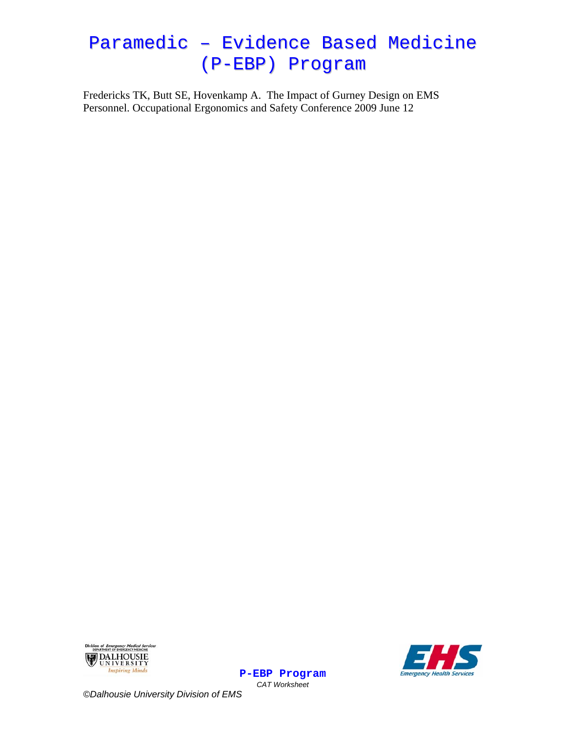# Paramedic – Evidence Based Medicine (P-EBP) Program

Fredericks TK, Butt SE, Hovenkamp A. The Impact of Gurney Design on EMS Personnel. Occupational Ergonomics and Safety Conference 2009 June 12